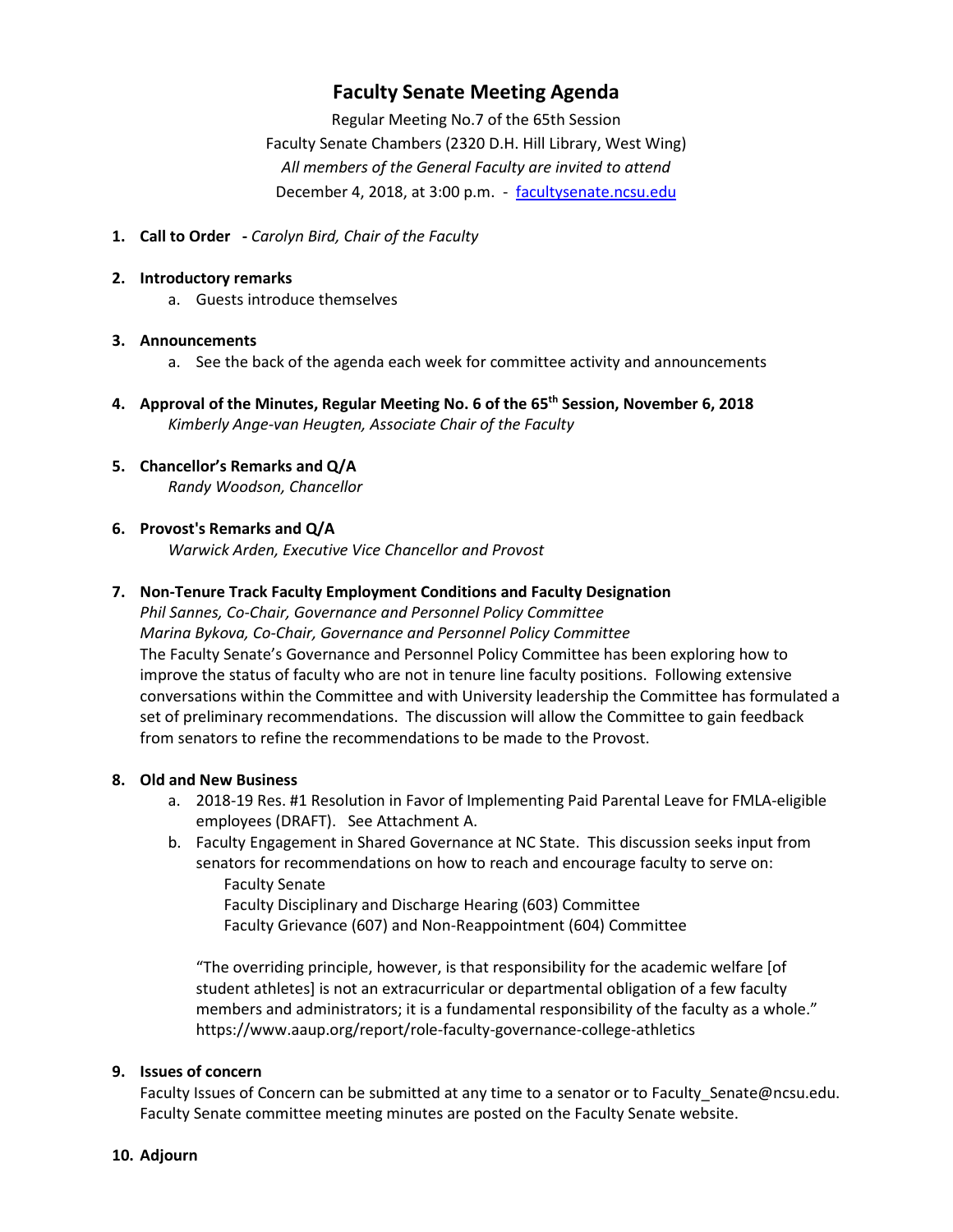# Faculty Senate Meeting Agenda

Regular Meeting No.7 of the 65th Session
Faculty Senate Chambers (2320 D.H. Hill Library, West Wing)
*All members of the General Faculty are invited to attend*
December 4, 2018, at 3:00 p.m. - facultysenate.ncsu.edu

1. **Call to Order** - *Carolyn Bird, Chair of the Faculty*

2. **Introductory remarks**
   a. Guests introduce themselves

3. **Announcements**
   a. See the back of the agenda each week for committee activity and announcements

4. **Approval of the Minutes, Regular Meeting No. 6 of the 65th Session, November 6, 2018**
   *Kimberly Ange-van Heugten, Associate Chair of the Faculty*

5. **Chancellor's Remarks and Q/A**
   *Randy Woodson, Chancellor*

6. **Provost's Remarks and Q/A**
   *Warwick Arden, Executive Vice Chancellor and Provost*

7. **Non-Tenure Track Faculty Employment Conditions and Faculty Designation**
   *Phil Sannes, Co-Chair, Governance and Personnel Policy Committee*
   *Marina Bykova, Co-Chair, Governance and Personnel Policy Committee*
   The Faculty Senate's Governance and Personnel Policy Committee has been exploring how to improve the status of faculty who are not in tenure line faculty positions. Following extensive conversations within the Committee and with University leadership the Committee has formulated a set of preliminary recommendations. The discussion will allow the Committee to gain feedback from senators to refine the recommendations to be made to the Provost.

8. **Old and New Business**
   a. 2018-19 Res. #1 Resolution in Favor of Implementing Paid Parental Leave for FMLA-eligible employees (DRAFT). See Attachment A.
   b. Faculty Engagement in Shared Governance at NC State. This discussion seeks input from senators for recommendations on how to reach and encourage faculty to serve on:
      Faculty Senate
      Faculty Disciplinary and Discharge Hearing (603) Committee
      Faculty Grievance (607) and Non-Reappointment (604) Committee

      "The overriding principle, however, is that responsibility for the academic welfare [of student athletes] is not an extracurricular or departmental obligation of a few faculty members and administrators; it is a fundamental responsibility of the faculty as a whole." https://www.aaup.org/report/role-faculty-governance-college-athletics

9. **Issues of concern**
   Faculty Issues of Concern can be submitted at any time to a senator or to Faculty_Senate@ncsu.edu. Faculty Senate committee meeting minutes are posted on the Faculty Senate website.

10. **Adjourn**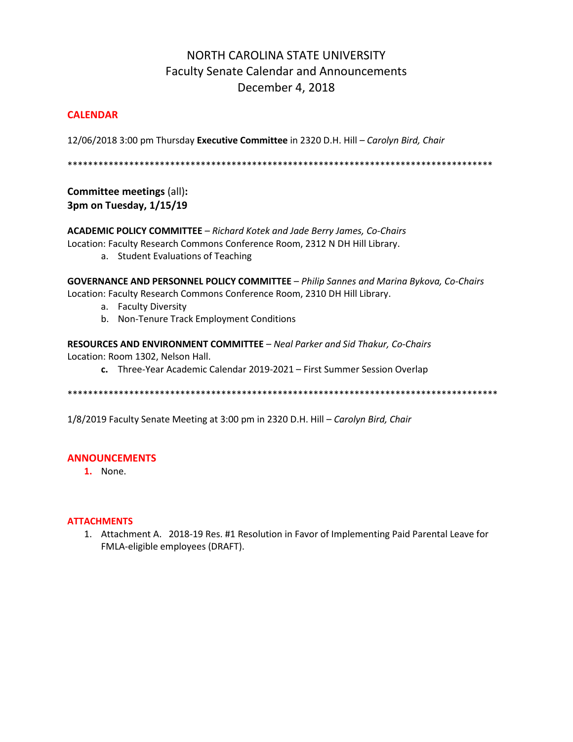# NORTH CAROLINA STATE UNIVERSITY
## Faculty Senate Calendar and Announcements
## December 4, 2018

### CALENDAR

12/06/2018 3:00 pm Thursday **Executive Committee** in 2320 D.H. Hill – *Carolyn Bird, Chair*

*************************************************************************************

**Committee meetings** (all)**:**
**3pm on Tuesday, 1/15/19**

**ACADEMIC POLICY COMMITTEE** – *Richard Kotek and Jade Berry James, Co-Chairs*
Location: Faculty Research Commons Conference Room, 2312 N DH Hill Library.

a. Student Evaluations of Teaching

**GOVERNANCE AND PERSONNEL POLICY COMMITTEE** – *Philip Sannes and Marina Bykova, Co-Chairs*
Location: Faculty Research Commons Conference Room, 2310 DH Hill Library.

a. Faculty Diversity
b. Non-Tenure Track Employment Conditions

**RESOURCES AND ENVIRONMENT COMMITTEE** – *Neal Parker and Sid Thakur, Co-Chairs*
Location: Room 1302, Nelson Hall.

**c.** Three-Year Academic Calendar 2019-2021 – First Summer Session Overlap

*************************************************************************************

1/8/2019 Faculty Senate Meeting at 3:00 pm in 2320 D.H. Hill – *Carolyn Bird, Chair*

### ANNOUNCEMENTS

1. None.

### ATTACHMENTS

1. Attachment A. 2018-19 Res. #1 Resolution in Favor of Implementing Paid Parental Leave for FMLA-eligible employees (DRAFT).